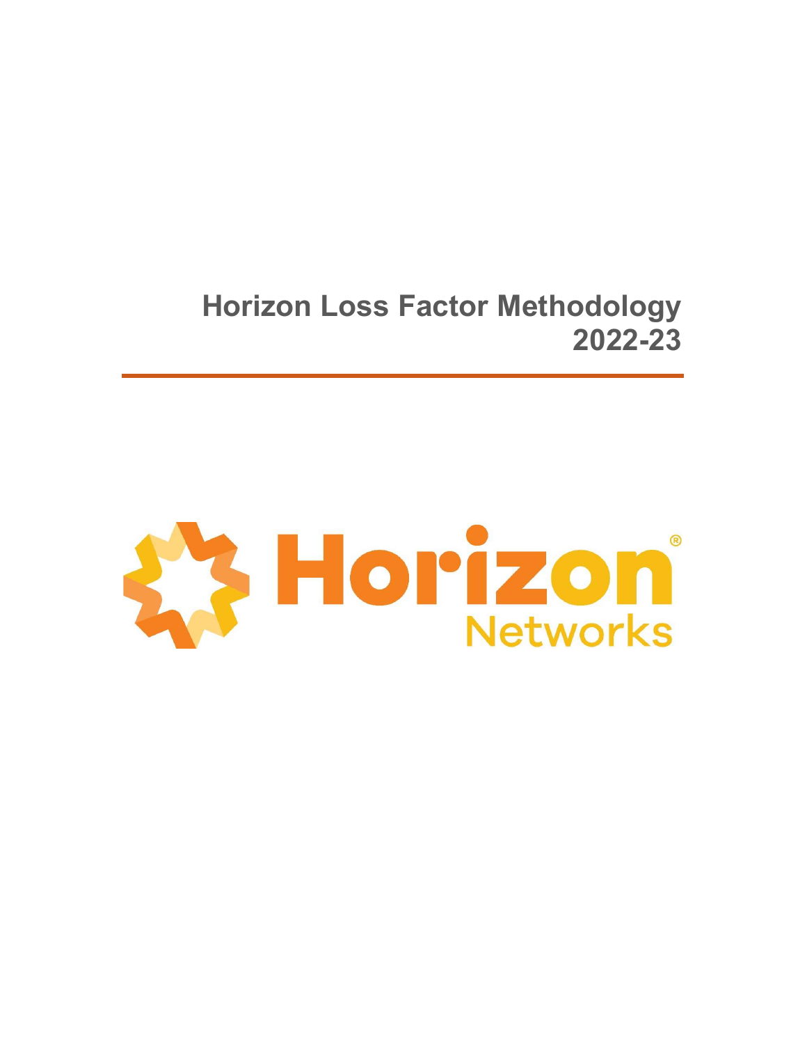# Horizon Loss Factor Methodology 2022-23

Horizon Networks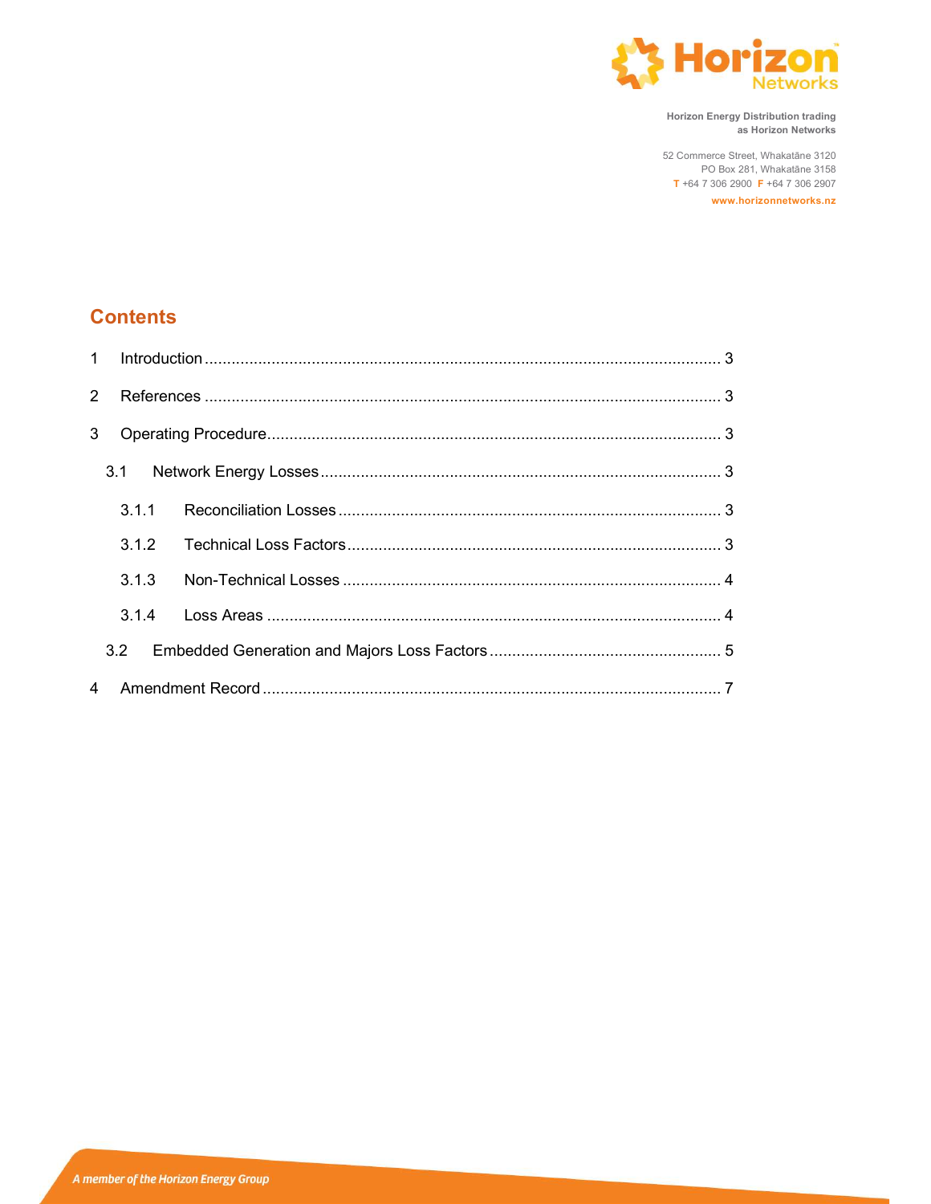Horizon Energy Distribution trading as Horizon Networks

52 Commerce Street, Whakatāne 3120
PO Box 281, Whakatāne 3158
T +64 7 306 2900 F +64 7 306 2907
www.horizonnetworks.nz

## Contents

1 Introduction ..... 3

2 References ..... 3

3 Operating Procedure ..... 3

3.1 Network Energy Losses ..... 3

3.1.1 Reconciliation Losses ..... 3

3.1.2 Technical Loss Factors ..... 3

3.1.3 Non-Technical Losses ..... 4

3.1.4 Loss Areas ..... 4

3.2 Embedded Generation and Majors Loss Factors ..... 5

4 Amendment Record ..... 7

*A member of the Horizon Energy Group*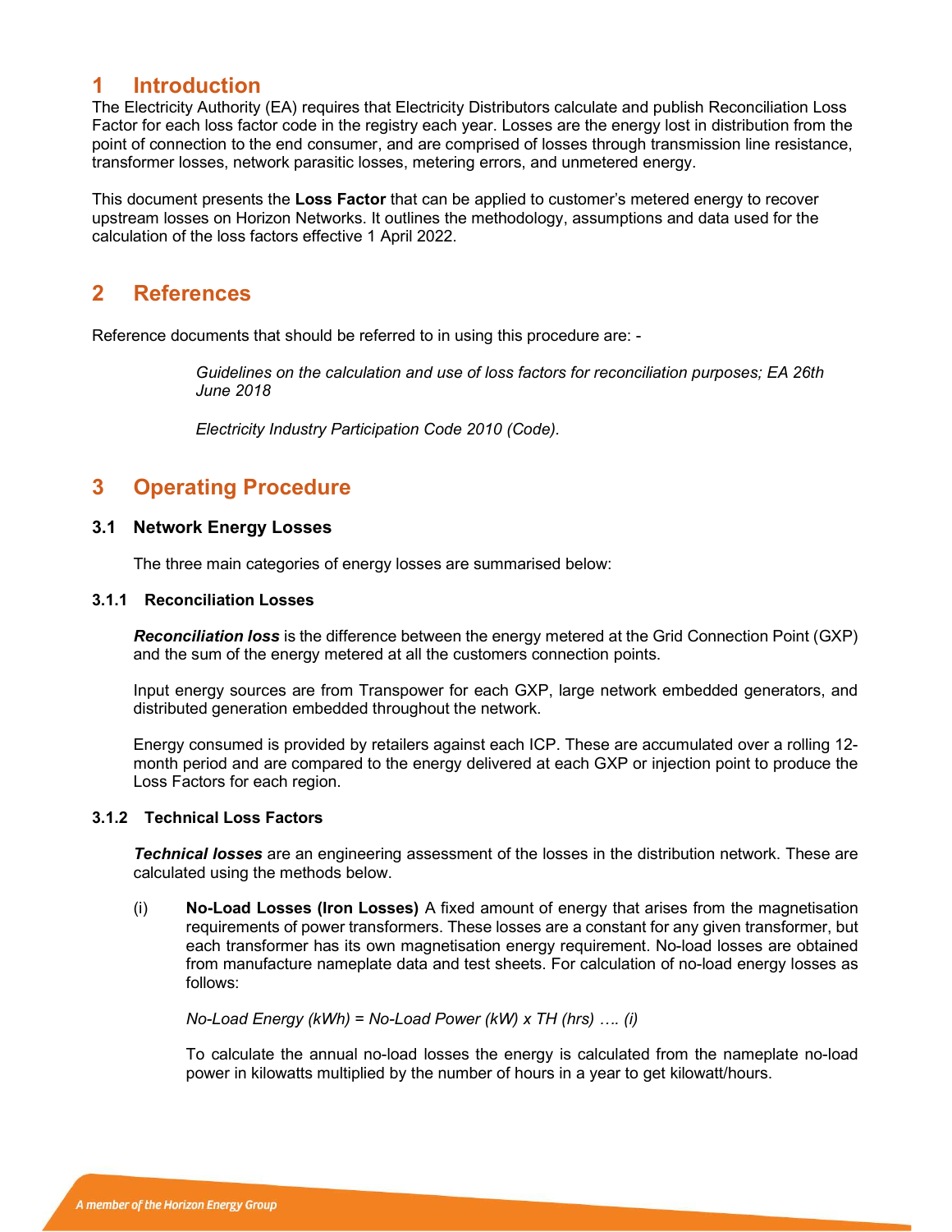# 1 Introduction

The Electricity Authority (EA) requires that Electricity Distributors calculate and publish Reconciliation Loss Factor for each loss factor code in the registry each year. Losses are the energy lost in distribution from the point of connection to the end consumer, and are comprised of losses through transmission line resistance, transformer losses, network parasitic losses, metering errors, and unmetered energy.

This document presents the **Loss Factor** that can be applied to customer's metered energy to recover upstream losses on Horizon Networks. It outlines the methodology, assumptions and data used for the calculation of the loss factors effective 1 April 2022.

# 2 References

Reference documents that should be referred to in using this procedure are: -

*Guidelines on the calculation and use of loss factors for reconciliation purposes; EA 26th June 2018*

*Electricity Industry Participation Code 2010 (Code).*

# 3 Operating Procedure

## 3.1 Network Energy Losses

The three main categories of energy losses are summarised below:

### 3.1.1 Reconciliation Losses

***Reconciliation loss*** is the difference between the energy metered at the Grid Connection Point (GXP) and the sum of the energy metered at all the customers connection points.

Input energy sources are from Transpower for each GXP, large network embedded generators, and distributed generation embedded throughout the network.

Energy consumed is provided by retailers against each ICP. These are accumulated over a rolling 12-month period and are compared to the energy delivered at each GXP or injection point to produce the Loss Factors for each region.

### 3.1.2 Technical Loss Factors

***Technical losses*** are an engineering assessment of the losses in the distribution network. These are calculated using the methods below.

(i) **No-Load Losses (Iron Losses)** A fixed amount of energy that arises from the magnetisation requirements of power transformers. These losses are a constant for any given transformer, but each transformer has its own magnetisation energy requirement. No-load losses are obtained from manufacture nameplate data and test sheets. For calculation of no-load energy losses as follows:

*No-Load Energy (kWh) = No-Load Power (kW) x TH (hrs) …. (i)*

To calculate the annual no-load losses the energy is calculated from the nameplate no-load power in kilowatts multiplied by the number of hours in a year to get kilowatt/hours.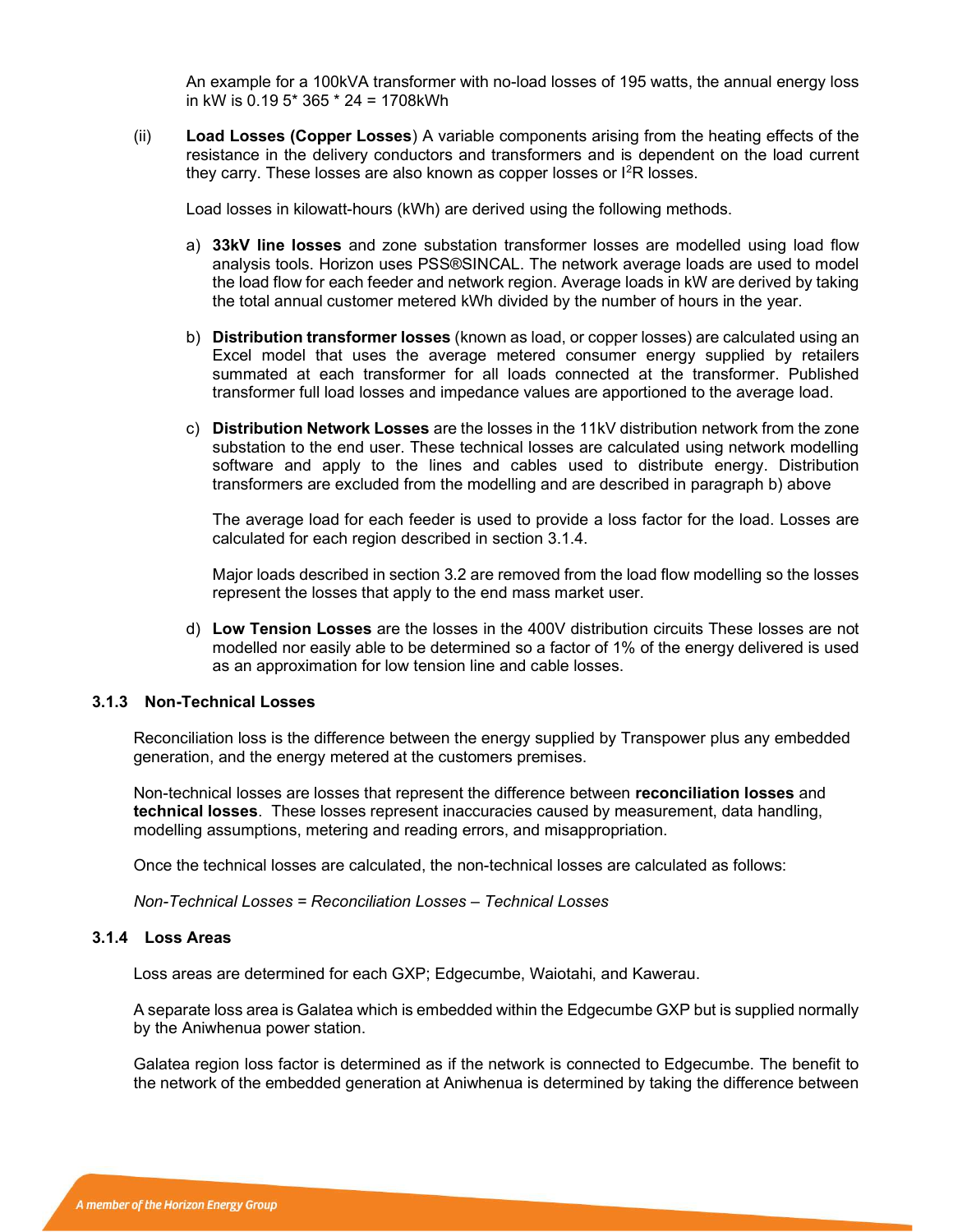An example for a 100kVA transformer with no-load losses of 195 watts, the annual energy loss in kW is 0.19 5* 365 * 24 = 1708kWh

(ii) **Load Losses (Copper Losses**) A variable components arising from the heating effects of the resistance in the delivery conductors and transformers and is dependent on the load current they carry. These losses are also known as copper losses or $I^2R$ losses.

Load losses in kilowatt-hours (kWh) are derived using the following methods.

a) **33kV line losses** and zone substation transformer losses are modelled using load flow analysis tools. Horizon uses PSS®SINCAL. The network average loads are used to model the load flow for each feeder and network region. Average loads in kW are derived by taking the total annual customer metered kWh divided by the number of hours in the year.

b) **Distribution transformer losses** (known as load, or copper losses) are calculated using an Excel model that uses the average metered consumer energy supplied by retailers summated at each transformer for all loads connected at the transformer. Published transformer full load losses and impedance values are apportioned to the average load.

c) **Distribution Network Losses** are the losses in the 11kV distribution network from the zone substation to the end user. These technical losses are calculated using network modelling software and apply to the lines and cables used to distribute energy. Distribution transformers are excluded from the modelling and are described in paragraph b) above

   The average load for each feeder is used to provide a loss factor for the load. Losses are calculated for each region described in section 3.1.4.

   Major loads described in section 3.2 are removed from the load flow modelling so the losses represent the losses that apply to the end mass market user.

d) **Low Tension Losses** are the losses in the 400V distribution circuits These losses are not modelled nor easily able to be determined so a factor of 1% of the energy delivered is used as an approximation for low tension line and cable losses.

### 3.1.3 Non-Technical Losses

Reconciliation loss is the difference between the energy supplied by Transpower plus any embedded generation, and the energy metered at the customers premises.

Non-technical losses are losses that represent the difference between **reconciliation losses** and **technical losses**. These losses represent inaccuracies caused by measurement, data handling, modelling assumptions, metering and reading errors, and misappropriation.

Once the technical losses are calculated, the non-technical losses are calculated as follows:

*Non-Technical Losses = Reconciliation Losses – Technical Losses*

### 3.1.4 Loss Areas

Loss areas are determined for each GXP; Edgecumbe, Waiotahi, and Kawerau.

A separate loss area is Galatea which is embedded within the Edgecumbe GXP but is supplied normally by the Aniwhenua power station.

Galatea region loss factor is determined as if the network is connected to Edgecumbe. The benefit to the network of the embedded generation at Aniwhenua is determined by taking the difference between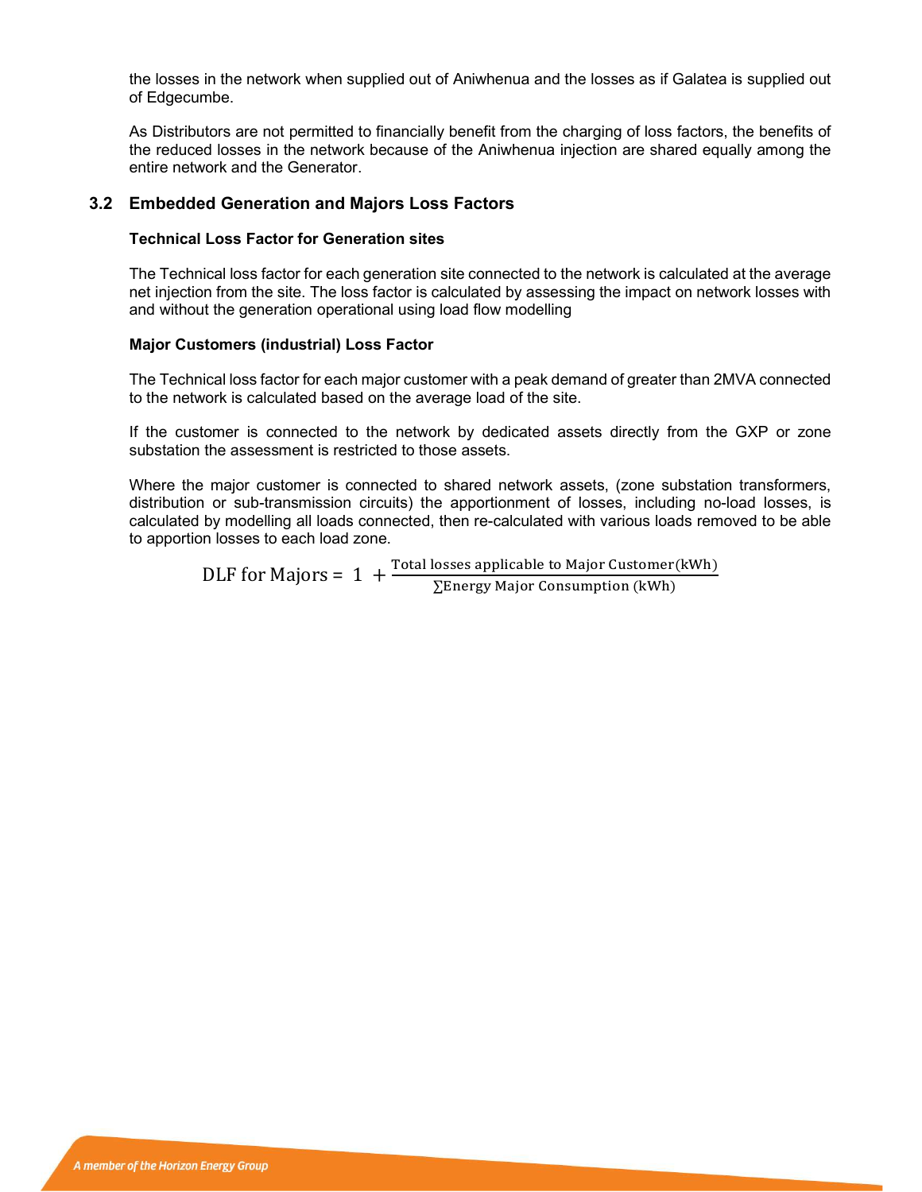the losses in the network when supplied out of Aniwhenua and the losses as if Galatea is supplied out of Edgecumbe.

As Distributors are not permitted to financially benefit from the charging of loss factors, the benefits of the reduced losses in the network because of the Aniwhenua injection are shared equally among the entire network and the Generator.

## 3.2 Embedded Generation and Majors Loss Factors

**Technical Loss Factor for Generation sites**

The Technical loss factor for each generation site connected to the network is calculated at the average net injection from the site. The loss factor is calculated by assessing the impact on network losses with and without the generation operational using load flow modelling

**Major Customers (industrial) Loss Factor**

The Technical loss factor for each major customer with a peak demand of greater than 2MVA connected to the network is calculated based on the average load of the site.

If the customer is connected to the network by dedicated assets directly from the GXP or zone substation the assessment is restricted to those assets.

Where the major customer is connected to shared network assets, (zone substation transformers, distribution or sub-transmission circuits) the apportionment of losses, including no-load losses, is calculated by modelling all loads connected, then re-calculated with various loads removed to be able to apportion losses to each load zone.

$$\text{DLF for Majors} = 1 + \frac{\text{Total losses applicable to Major Customer(kWh)}}{\sum \text{Energy Major Consumption (kWh)}}$$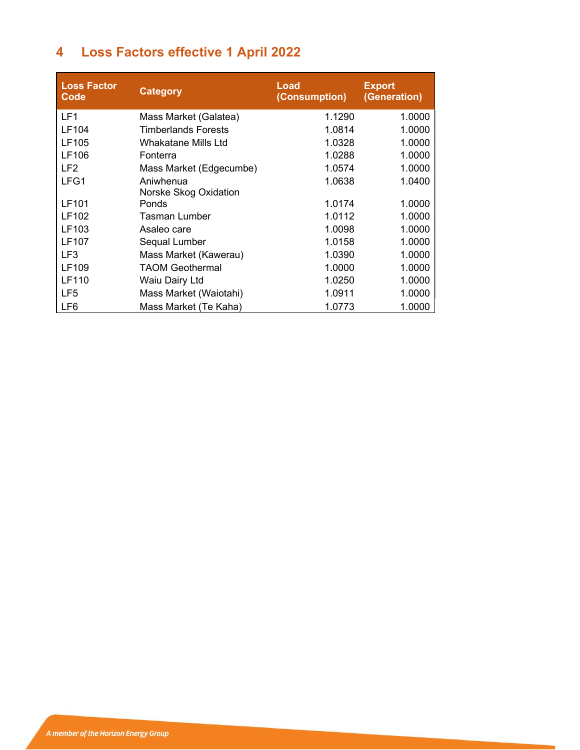## 4 Loss Factors effective 1 April 2022

| Loss Factor Code | Category | Load (Consumption) | Export (Generation) |
|---|---|---|---|
| LF1 | Mass Market (Galatea) | 1.1290 | 1.0000 |
| LF104 | Timberlands Forests | 1.0814 | 1.0000 |
| LF105 | Whakatane Mills Ltd | 1.0328 | 1.0000 |
| LF106 | Fonterra | 1.0288 | 1.0000 |
| LF2 | Mass Market (Edgecumbe) | 1.0574 | 1.0000 |
| LFG1 | Aniwhenua | 1.0638 | 1.0400 |
| LF101 | Norske Skog Oxidation Ponds | 1.0174 | 1.0000 |
| LF102 | Tasman Lumber | 1.0112 | 1.0000 |
| LF103 | Asaleo care | 1.0098 | 1.0000 |
| LF107 | Sequal Lumber | 1.0158 | 1.0000 |
| LF3 | Mass Market (Kawerau) | 1.0390 | 1.0000 |
| LF109 | TAOM Geothermal | 1.0000 | 1.0000 |
| LF110 | Waiu Dairy Ltd | 1.0250 | 1.0000 |
| LF5 | Mass Market (Waiotahi) | 1.0911 | 1.0000 |
| LF6 | Mass Market (Te Kaha) | 1.0773 | 1.0000 |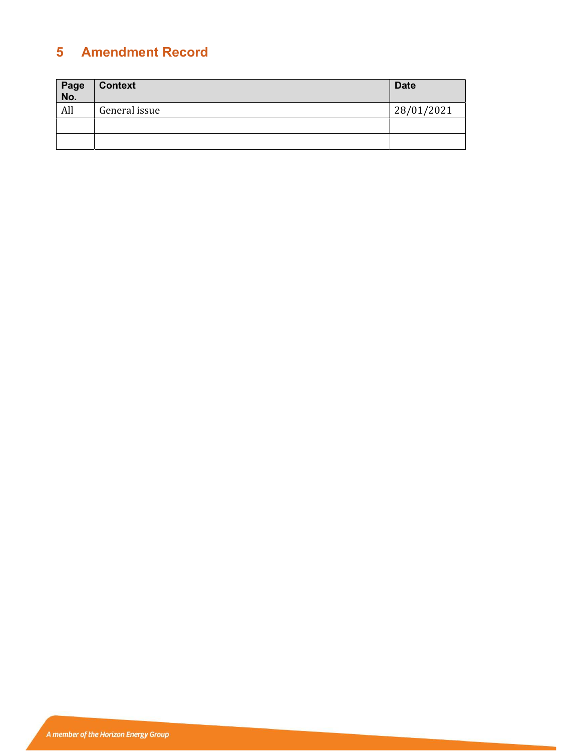## 5 Amendment Record

| Page No. | Context | Date |
|---|---|---|
| All | General issue | 28/01/2021 |
| | | |
| | | |